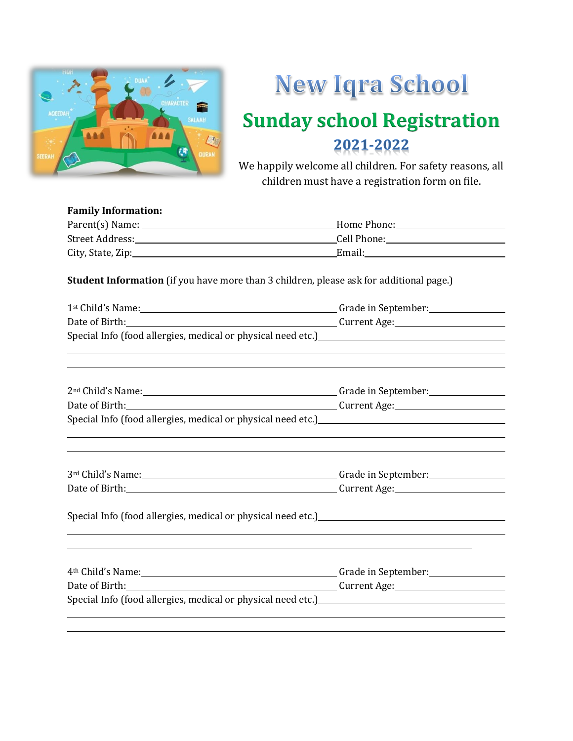# New Iqra School

## Sunday school Registration

### 2021-2022

We happily welcome all children. For safety reasons, all children must have a registration form on file.

**Family Information:**

Parent(s) Name: ______________________ Home Phone: ______________

Street Address: ______________________ Cell Phone: ______________

City, State, Zip: ______________________ Email: ______________

**Student Information** (if you have more than 3 children, please ask for additional page.)

1st Child's Name: ______________________ Grade in September: ______________

Date of Birth: ______________________ Current Age: ______________

Special Info (food allergies, medical or physical need etc.) ______________

______________________________________________

______________________________________________

2nd Child's Name: ______________________ Grade in September: ______________

Date of Birth: ______________________ Current Age: ______________

Special Info (food allergies, medical or physical need etc.) ______________

______________________________________________

______________________________________________

3rd Child's Name: ______________________ Grade in September: ______________

Date of Birth: ______________________ Current Age: ______________

Special Info (food allergies, medical or physical need etc.) ______________

______________________________________________

______________________________________________

4th Child's Name: ______________________ Grade in September: ______________

Date of Birth: ______________________ Current Age: ______________

Special Info (food allergies, medical or physical need etc.) ______________

______________________________________________

______________________________________________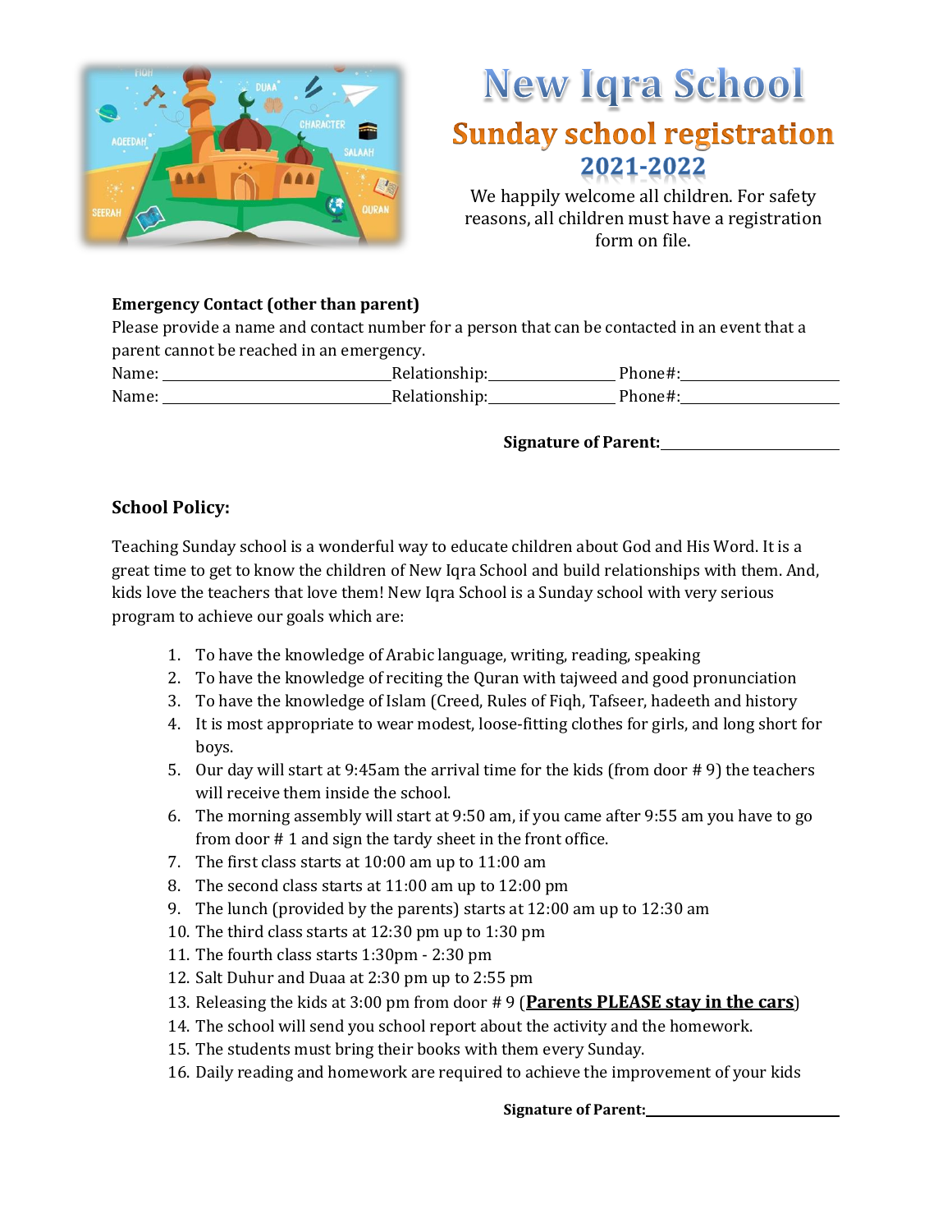# New Iqra School

## Sunday school registration

## 2021-2022

We happily welcome all children. For safety reasons, all children must have a registration form on file.

**Emergency Contact (other than parent)**

Please provide a name and contact number for a person that can be contacted in an event that a parent cannot be reached in an emergency.

Name: ______________________ Relationship: ______________ Phone#: ________________

Name: ______________________ Relationship: ______________ Phone#: ________________

**Signature of Parent:** ____________________

### School Policy:

Teaching Sunday school is a wonderful way to educate children about God and His Word. It is a great time to get to know the children of New Iqra School and build relationships with them. And, kids love the teachers that love them! New Iqra School is a Sunday school with very serious program to achieve our goals which are:

1. To have the knowledge of Arabic language, writing, reading, speaking
2. To have the knowledge of reciting the Quran with tajweed and good pronunciation
3. To have the knowledge of Islam (Creed, Rules of Fiqh, Tafseer, hadeeth and history
4. It is most appropriate to wear modest, loose-fitting clothes for girls, and long short for boys.
5. Our day will start at 9:45am the arrival time for the kids (from door # 9) the teachers will receive them inside the school.
6. The morning assembly will start at 9:50 am, if you came after 9:55 am you have to go from door # 1 and sign the tardy sheet in the front office.
7. The first class starts at 10:00 am up to 11:00 am
8. The second class starts at 11:00 am up to 12:00 pm
9. The lunch (provided by the parents) starts at 12:00 am up to 12:30 am
10. The third class starts at 12:30 pm up to 1:30 pm
11. The fourth class starts 1:30pm - 2:30 pm
12. Salt Duhur and Duaa at 2:30 pm up to 2:55 pm
13. Releasing the kids at 3:00 pm from door # 9 (<u>**Parents PLEASE stay in the cars**</u>)
14. The school will send you school report about the activity and the homework.
15. The students must bring their books with them every Sunday.
16. Daily reading and homework are required to achieve the improvement of your kids

**Signature of Parent:** ____________________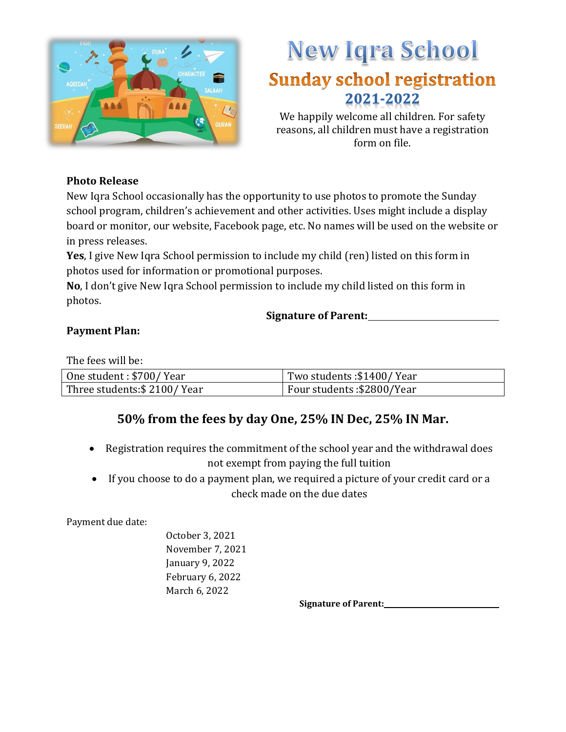# New Iqra School

## Sunday school registration

## 2021-2022

We happily welcome all children. For safety reasons, all children must have a registration form on file.

**Photo Release**

New Iqra School occasionally has the opportunity to use photos to promote the Sunday school program, children's achievement and other activities. Uses might include a display board or monitor, our website, Facebook page, etc. No names will be used on the website or in press releases.

**Yes**, I give New Iqra School permission to include my child (ren) listed on this form in photos used for information or promotional purposes.

**No**, I don't give New Iqra School permission to include my child listed on this form in photos.

**Signature of Parent:** ____________________

**Payment Plan:**

The fees will be:

| One student : $700/ Year | Two students :$1400/ Year |
|---|---|
| Three students:$ 2100/ Year | Four students :$2800/Year |

**50% from the fees by day One, 25% IN Dec, 25% IN Mar.**

- Registration requires the commitment of the school year and the withdrawal does not exempt from paying the full tuition
- If you choose to do a payment plan, we required a picture of your credit card or a check made on the due dates

Payment due date:

October 3, 2021
November 7, 2021
January 9, 2022
February 6, 2022
March 6, 2022

**Signature of Parent:** ____________________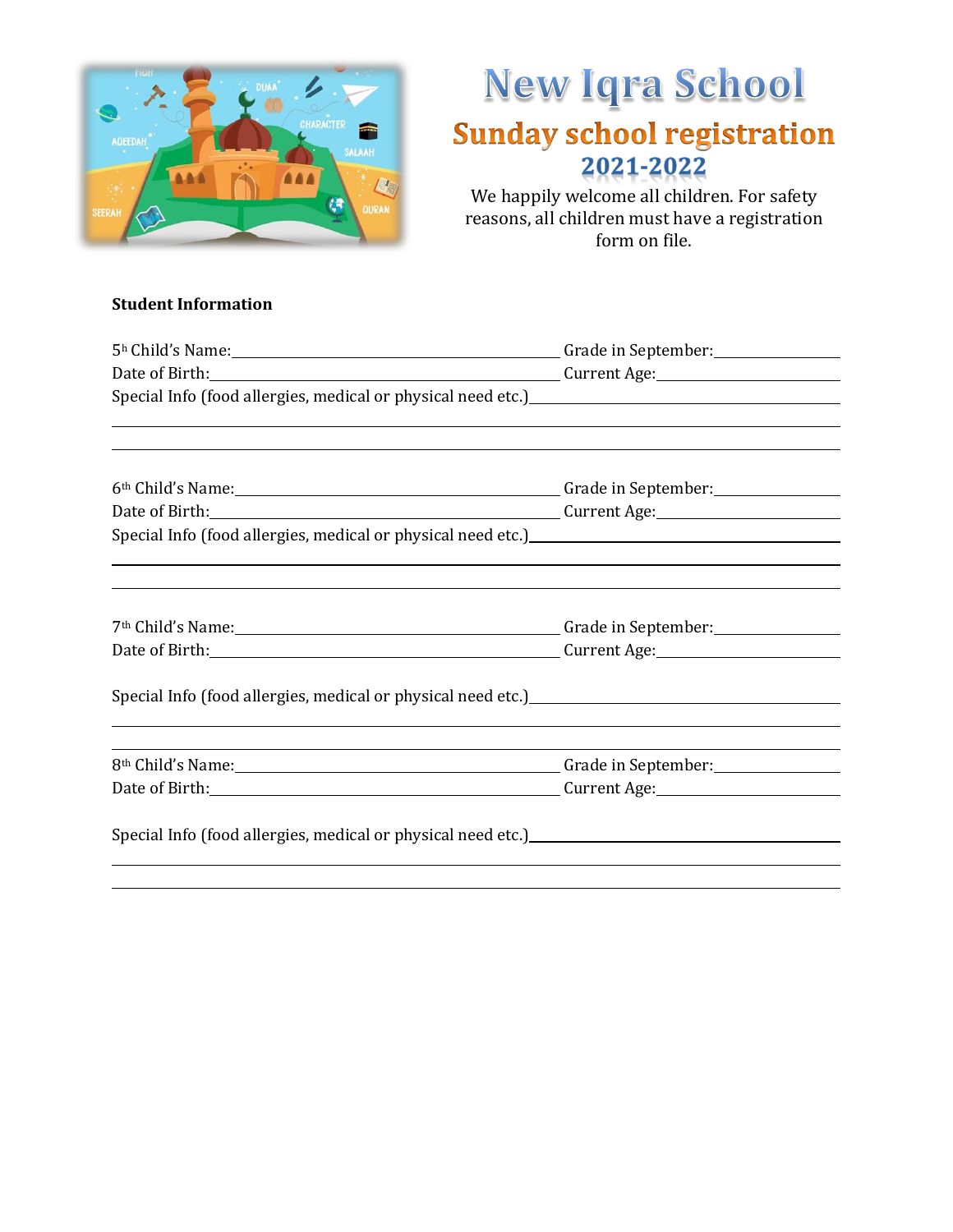# New Iqra School

## Sunday school registration

## 2021-2022

We happily welcome all children. For safety reasons, all children must have a registration form on file.

**Student Information**

5h Child's Name:______________________________ Grade in September:____________

Date of Birth:______________________________ Current Age:____________

Special Info (food allergies, medical or physical need etc.)______________________________

______________________________________________________________

______________________________________________________________

6th Child's Name:______________________________ Grade in September:____________

Date of Birth:______________________________ Current Age:____________

Special Info (food allergies, medical or physical need etc.)______________________________

______________________________________________________________

______________________________________________________________

7th Child's Name:______________________________ Grade in September:____________

Date of Birth:______________________________ Current Age:____________

Special Info (food allergies, medical or physical need etc.)______________________________

______________________________________________________________

______________________________________________________________

8th Child's Name:______________________________ Grade in September:____________

Date of Birth:______________________________ Current Age:____________

Special Info (food allergies, medical or physical need etc.)______________________________

______________________________________________________________

______________________________________________________________